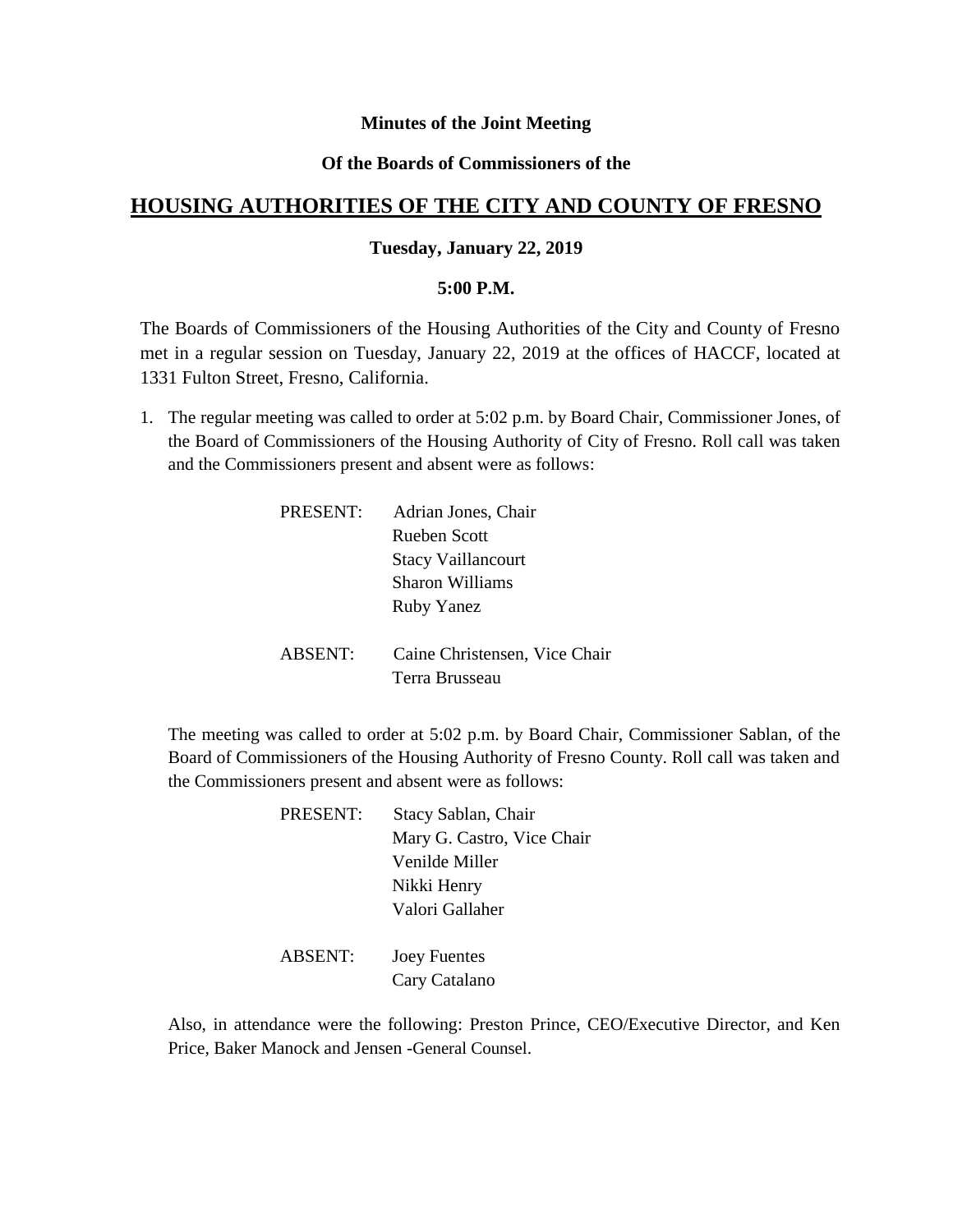**Minutes of the Joint Meeting**

**Of the Boards of Commissioners of the**

# HOUSING AUTHORITIES OF THE CITY AND COUNTY OF FRESNO

**Tuesday, January 22, 2019**

**5:00 P.M.**

The Boards of Commissioners of the Housing Authorities of the City and County of Fresno met in a regular session on Tuesday, January 22, 2019 at the offices of HACCF, located at 1331 Fulton Street, Fresno, California.

1. The regular meeting was called to order at 5:02 p.m. by Board Chair, Commissioner Jones, of the Board of Commissioners of the Housing Authority of City of Fresno. Roll call was taken and the Commissioners present and absent were as follows:

   PRESENT: Adrian Jones, Chair
   Rueben Scott
   Stacy Vaillancourt
   Sharon Williams
   Ruby Yanez

   ABSENT: Caine Christensen, Vice Chair
   Terra Brusseau

   The meeting was called to order at 5:02 p.m. by Board Chair, Commissioner Sablan, of the Board of Commissioners of the Housing Authority of Fresno County. Roll call was taken and the Commissioners present and absent were as follows:

   PRESENT: Stacy Sablan, Chair
   Mary G. Castro, Vice Chair
   Venilde Miller
   Nikki Henry
   Valori Gallaher

   ABSENT: Joey Fuentes
   Cary Catalano

   Also, in attendance were the following: Preston Prince, CEO/Executive Director, and Ken Price, Baker Manock and Jensen -General Counsel.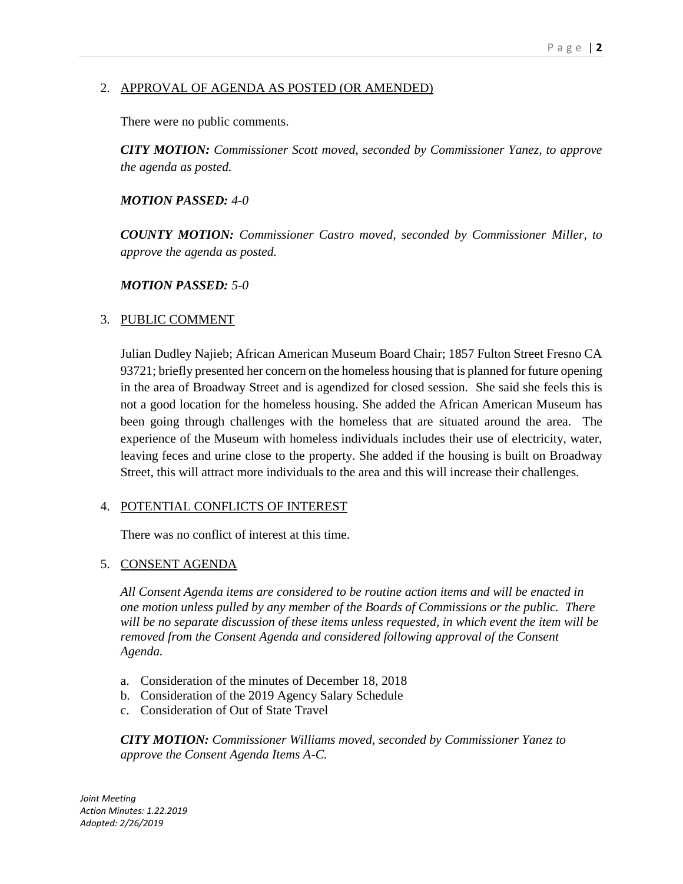2. APPROVAL OF AGENDA AS POSTED (OR AMENDED)

   There were no public comments.

   ***CITY MOTION:*** *Commissioner Scott moved, seconded by Commissioner Yanez, to approve the agenda as posted.*

   ***MOTION PASSED:*** *4-0*

   ***COUNTY MOTION:*** *Commissioner Castro moved, seconded by Commissioner Miller, to approve the agenda as posted.*

   ***MOTION PASSED:*** *5-0*

3. PUBLIC COMMENT

   Julian Dudley Najieb; African American Museum Board Chair; 1857 Fulton Street Fresno CA 93721; briefly presented her concern on the homeless housing that is planned for future opening in the area of Broadway Street and is agendized for closed session. She said she feels this is not a good location for the homeless housing. She added the African American Museum has been going through challenges with the homeless that are situated around the area. The experience of the Museum with homeless individuals includes their use of electricity, water, leaving feces and urine close to the property. She added if the housing is built on Broadway Street, this will attract more individuals to the area and this will increase their challenges.

4. POTENTIAL CONFLICTS OF INTEREST

   There was no conflict of interest at this time.

5. CONSENT AGENDA

   *All Consent Agenda items are considered to be routine action items and will be enacted in one motion unless pulled by any member of the Boards of Commissions or the public. There will be no separate discussion of these items unless requested, in which event the item will be removed from the Consent Agenda and considered following approval of the Consent Agenda.*

   a. Consideration of the minutes of December 18, 2018
   b. Consideration of the 2019 Agency Salary Schedule
   c. Consideration of Out of State Travel

   ***CITY MOTION:*** *Commissioner Williams moved, seconded by Commissioner Yanez to approve the Consent Agenda Items A-C.*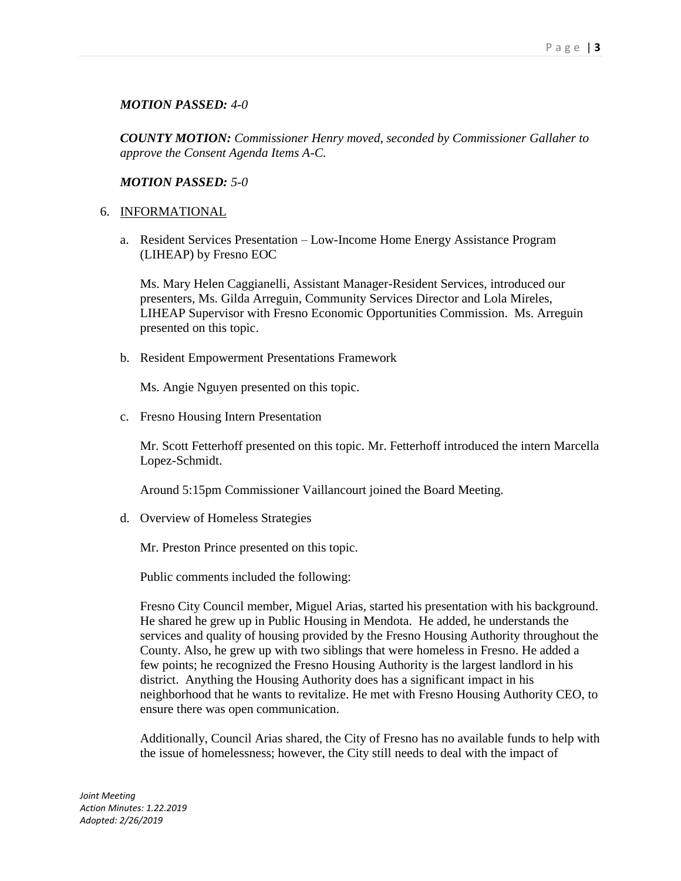***MOTION PASSED:*** *4-0*

***COUNTY MOTION:*** *Commissioner Henry moved, seconded by Commissioner Gallaher to approve the Consent Agenda Items A-C.*

***MOTION PASSED:*** *5-0*

6. INFORMATIONAL

   a. Resident Services Presentation – Low-Income Home Energy Assistance Program (LIHEAP) by Fresno EOC

      Ms. Mary Helen Caggianelli, Assistant Manager-Resident Services, introduced our presenters, Ms. Gilda Arreguin, Community Services Director and Lola Mireles, LIHEAP Supervisor with Fresno Economic Opportunities Commission. Ms. Arreguin presented on this topic.

   b. Resident Empowerment Presentations Framework

      Ms. Angie Nguyen presented on this topic.

   c. Fresno Housing Intern Presentation

      Mr. Scott Fetterhoff presented on this topic. Mr. Fetterhoff introduced the intern Marcella Lopez-Schmidt.

      Around 5:15pm Commissioner Vaillancourt joined the Board Meeting.

   d. Overview of Homeless Strategies

      Mr. Preston Prince presented on this topic.

      Public comments included the following:

      Fresno City Council member, Miguel Arias, started his presentation with his background. He shared he grew up in Public Housing in Mendota. He added, he understands the services and quality of housing provided by the Fresno Housing Authority throughout the County. Also, he grew up with two siblings that were homeless in Fresno. He added a few points; he recognized the Fresno Housing Authority is the largest landlord in his district. Anything the Housing Authority does has a significant impact in his neighborhood that he wants to revitalize. He met with Fresno Housing Authority CEO, to ensure there was open communication.

      Additionally, Council Arias shared, the City of Fresno has no available funds to help with the issue of homelessness; however, the City still needs to deal with the impact of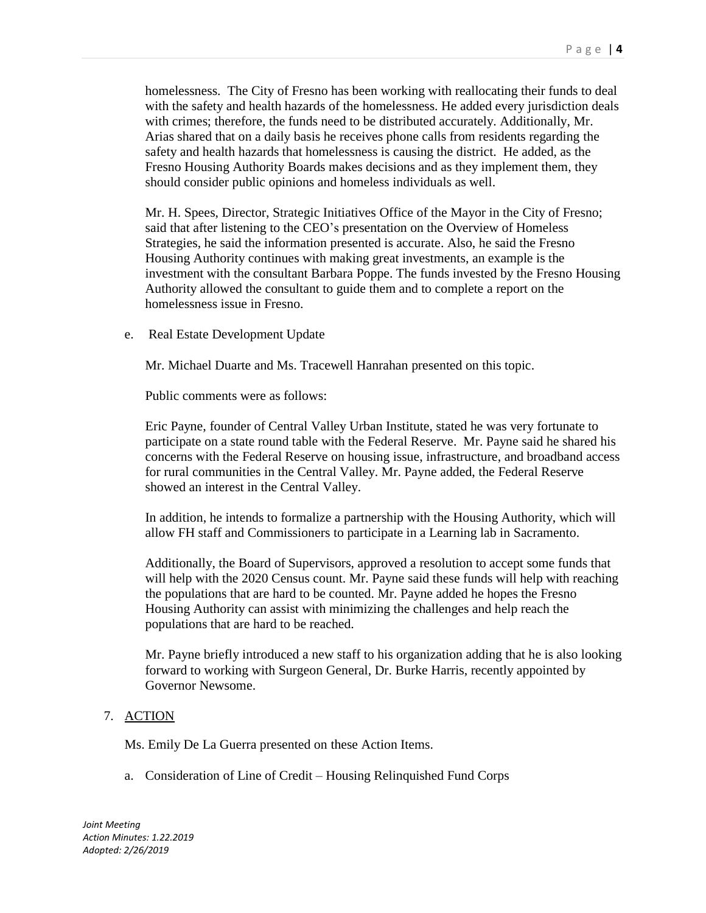homelessness. The City of Fresno has been working with reallocating their funds to deal with the safety and health hazards of the homelessness. He added every jurisdiction deals with crimes; therefore, the funds need to be distributed accurately. Additionally, Mr. Arias shared that on a daily basis he receives phone calls from residents regarding the safety and health hazards that homelessness is causing the district. He added, as the Fresno Housing Authority Boards makes decisions and as they implement them, they should consider public opinions and homeless individuals as well.

Mr. H. Spees, Director, Strategic Initiatives Office of the Mayor in the City of Fresno; said that after listening to the CEO's presentation on the Overview of Homeless Strategies, he said the information presented is accurate. Also, he said the Fresno Housing Authority continues with making great investments, an example is the investment with the consultant Barbara Poppe. The funds invested by the Fresno Housing Authority allowed the consultant to guide them and to complete a report on the homelessness issue in Fresno.

e. Real Estate Development Update

Mr. Michael Duarte and Ms. Tracewell Hanrahan presented on this topic.

Public comments were as follows:

Eric Payne, founder of Central Valley Urban Institute, stated he was very fortunate to participate on a state round table with the Federal Reserve. Mr. Payne said he shared his concerns with the Federal Reserve on housing issue, infrastructure, and broadband access for rural communities in the Central Valley. Mr. Payne added, the Federal Reserve showed an interest in the Central Valley.

In addition, he intends to formalize a partnership with the Housing Authority, which will allow FH staff and Commissioners to participate in a Learning lab in Sacramento.

Additionally, the Board of Supervisors, approved a resolution to accept some funds that will help with the 2020 Census count. Mr. Payne said these funds will help with reaching the populations that are hard to be counted. Mr. Payne added he hopes the Fresno Housing Authority can assist with minimizing the challenges and help reach the populations that are hard to be reached.

Mr. Payne briefly introduced a new staff to his organization adding that he is also looking forward to working with Surgeon General, Dr. Burke Harris, recently appointed by Governor Newsome.

7. <u>ACTION</u>

Ms. Emily De La Guerra presented on these Action Items.

a. Consideration of Line of Credit – Housing Relinquished Fund Corps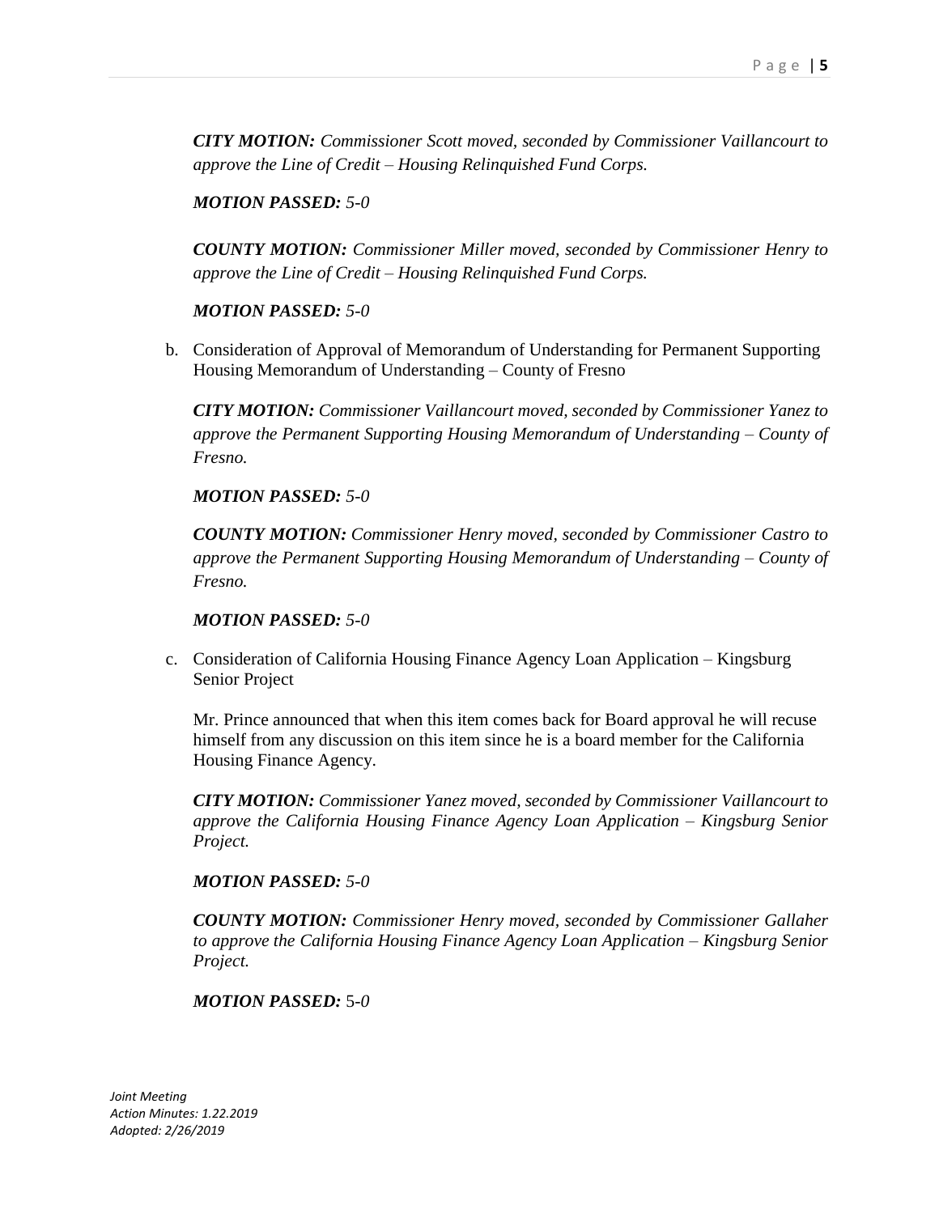***CITY MOTION:*** *Commissioner Scott moved, seconded by Commissioner Vaillancourt to approve the Line of Credit – Housing Relinquished Fund Corps.*

***MOTION PASSED:*** *5-0*

***COUNTY MOTION:*** *Commissioner Miller moved, seconded by Commissioner Henry to approve the Line of Credit – Housing Relinquished Fund Corps.*

***MOTION PASSED:*** *5-0*

b. Consideration of Approval of Memorandum of Understanding for Permanent Supporting Housing Memorandum of Understanding – County of Fresno

***CITY MOTION:*** *Commissioner Vaillancourt moved, seconded by Commissioner Yanez to approve the Permanent Supporting Housing Memorandum of Understanding – County of Fresno.*

***MOTION PASSED:*** *5-0*

***COUNTY MOTION:*** *Commissioner Henry moved, seconded by Commissioner Castro to approve the Permanent Supporting Housing Memorandum of Understanding – County of Fresno.*

***MOTION PASSED:*** *5-0*

c. Consideration of California Housing Finance Agency Loan Application – Kingsburg Senior Project

Mr. Prince announced that when this item comes back for Board approval he will recuse himself from any discussion on this item since he is a board member for the California Housing Finance Agency.

***CITY MOTION:*** *Commissioner Yanez moved, seconded by Commissioner Vaillancourt to approve the California Housing Finance Agency Loan Application – Kingsburg Senior Project.*

***MOTION PASSED:*** *5-0*

***COUNTY MOTION:*** *Commissioner Henry moved, seconded by Commissioner Gallaher to approve the California Housing Finance Agency Loan Application – Kingsburg Senior Project.*

***MOTION PASSED:*** 5-*0*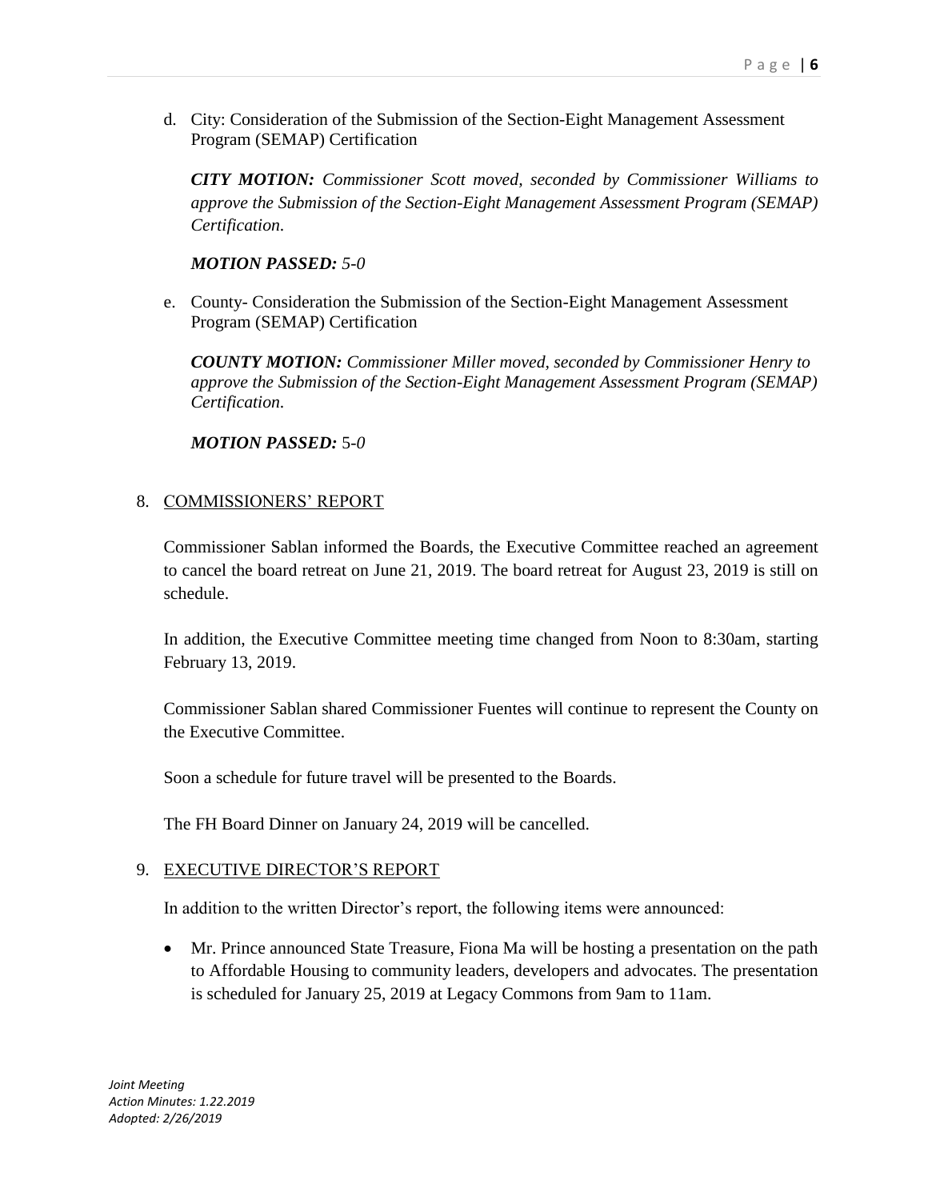d. City: Consideration of the Submission of the Section-Eight Management Assessment Program (SEMAP) Certification

   ***CITY MOTION:*** *Commissioner Scott moved, seconded by Commissioner Williams to approve the Submission of the Section-Eight Management Assessment Program (SEMAP) Certification.*

   ***MOTION PASSED:*** *5-0*

e. County- Consideration the Submission of the Section-Eight Management Assessment Program (SEMAP) Certification

   ***COUNTY MOTION:*** *Commissioner Miller moved, seconded by Commissioner Henry to approve the Submission of the Section-Eight Management Assessment Program (SEMAP) Certification.*

   ***MOTION PASSED:*** 5-*0*

8. COMMISSIONERS' REPORT

   Commissioner Sablan informed the Boards, the Executive Committee reached an agreement to cancel the board retreat on June 21, 2019. The board retreat for August 23, 2019 is still on schedule.

   In addition, the Executive Committee meeting time changed from Noon to 8:30am, starting February 13, 2019.

   Commissioner Sablan shared Commissioner Fuentes will continue to represent the County on the Executive Committee.

   Soon a schedule for future travel will be presented to the Boards.

   The FH Board Dinner on January 24, 2019 will be cancelled.

9. EXECUTIVE DIRECTOR'S REPORT

   In addition to the written Director's report, the following items were announced:

   - Mr. Prince announced State Treasure, Fiona Ma will be hosting a presentation on the path to Affordable Housing to community leaders, developers and advocates. The presentation is scheduled for January 25, 2019 at Legacy Commons from 9am to 11am.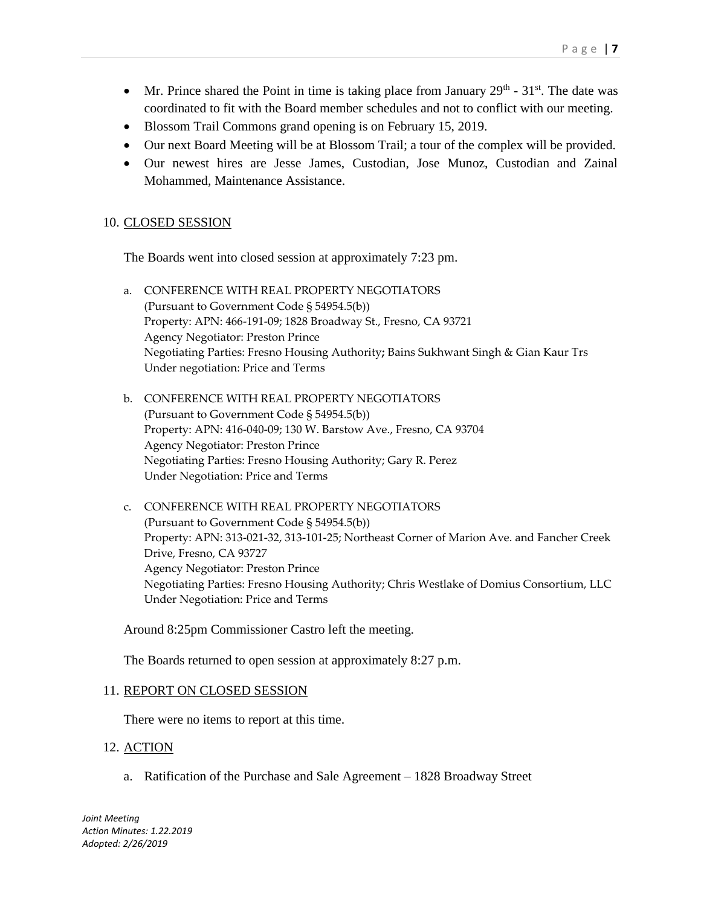- Mr. Prince shared the Point in time is taking place from January 29th - 31st. The date was coordinated to fit with the Board member schedules and not to conflict with our meeting.
- Blossom Trail Commons grand opening is on February 15, 2019.
- Our next Board Meeting will be at Blossom Trail; a tour of the complex will be provided.
- Our newest hires are Jesse James, Custodian, Jose Munoz, Custodian and Zainal Mohammed, Maintenance Assistance.

10. CLOSED SESSION

The Boards went into closed session at approximately 7:23 pm.

a. CONFERENCE WITH REAL PROPERTY NEGOTIATORS
(Pursuant to Government Code § 54954.5(b))
Property: APN: 466-191-09; 1828 Broadway St., Fresno, CA 93721
Agency Negotiator: Preston Prince
Negotiating Parties: Fresno Housing Authority**;** Bains Sukhwant Singh & Gian Kaur Trs
Under negotiation: Price and Terms

b. CONFERENCE WITH REAL PROPERTY NEGOTIATORS
(Pursuant to Government Code § 54954.5(b))
Property: APN: 416-040-09; 130 W. Barstow Ave., Fresno, CA 93704
Agency Negotiator: Preston Prince
Negotiating Parties: Fresno Housing Authority; Gary R. Perez
Under Negotiation: Price and Terms

c. CONFERENCE WITH REAL PROPERTY NEGOTIATORS
(Pursuant to Government Code § 54954.5(b))
Property: APN: 313-021-32, 313-101-25; Northeast Corner of Marion Ave. and Fancher Creek Drive, Fresno, CA 93727
Agency Negotiator: Preston Prince
Negotiating Parties: Fresno Housing Authority; Chris Westlake of Domius Consortium, LLC
Under Negotiation: Price and Terms

Around 8:25pm Commissioner Castro left the meeting.

The Boards returned to open session at approximately 8:27 p.m.

11. REPORT ON CLOSED SESSION

There were no items to report at this time.

12. ACTION

a. Ratification of the Purchase and Sale Agreement – 1828 Broadway Street

*Joint Meeting*
*Action Minutes: 1.22.2019*
*Adopted: 2/26/2019*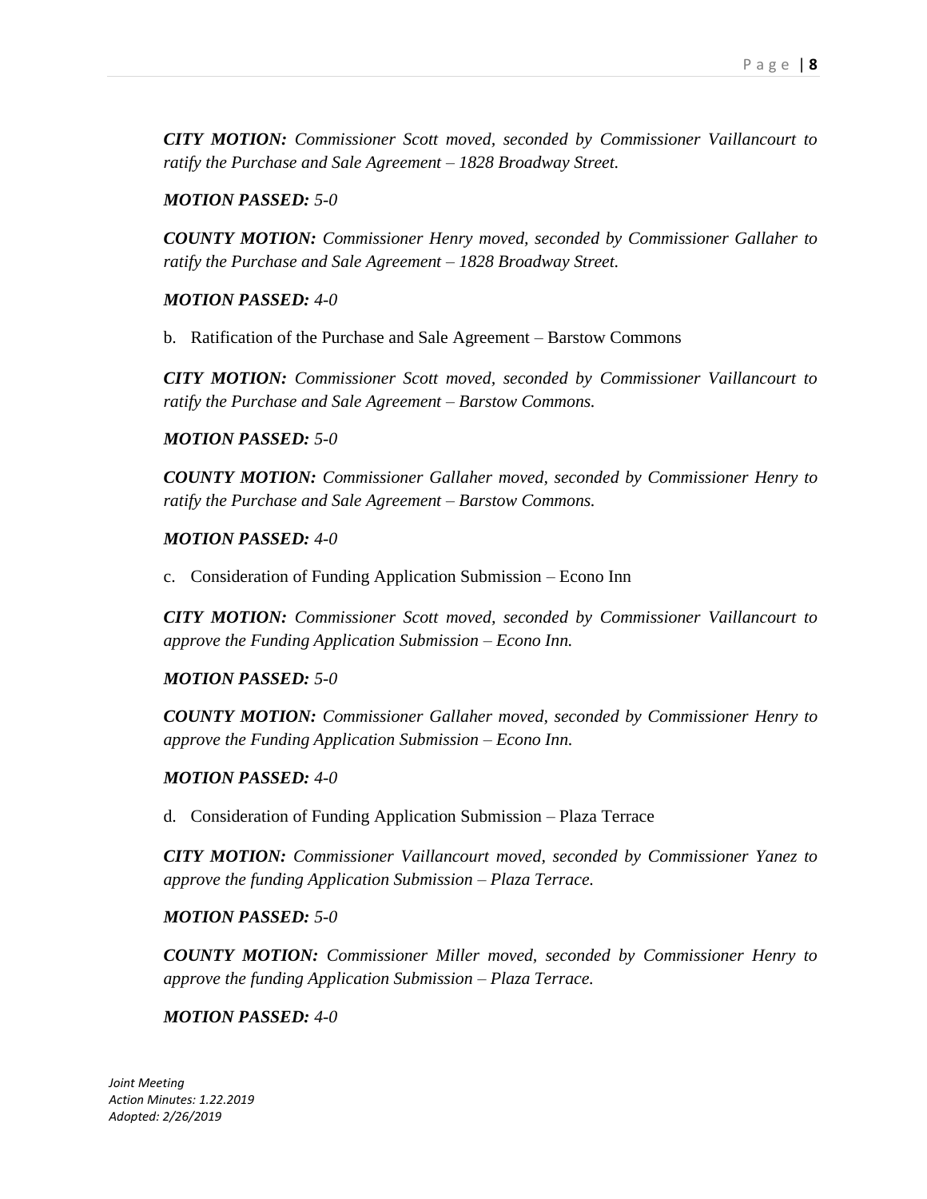***CITY MOTION:*** *Commissioner Scott moved, seconded by Commissioner Vaillancourt to ratify the Purchase and Sale Agreement – 1828 Broadway Street.*

***MOTION PASSED:*** *5-0*

***COUNTY MOTION:*** *Commissioner Henry moved, seconded by Commissioner Gallaher to ratify the Purchase and Sale Agreement – 1828 Broadway Street.*

***MOTION PASSED:*** *4-0*

b. Ratification of the Purchase and Sale Agreement – Barstow Commons

***CITY MOTION:*** *Commissioner Scott moved, seconded by Commissioner Vaillancourt to ratify the Purchase and Sale Agreement – Barstow Commons.*

***MOTION PASSED:*** *5-0*

***COUNTY MOTION:*** *Commissioner Gallaher moved, seconded by Commissioner Henry to ratify the Purchase and Sale Agreement – Barstow Commons.*

***MOTION PASSED:*** *4-0*

c. Consideration of Funding Application Submission – Econo Inn

***CITY MOTION:*** *Commissioner Scott moved, seconded by Commissioner Vaillancourt to approve the Funding Application Submission – Econo Inn.*

***MOTION PASSED:*** *5-0*

***COUNTY MOTION:*** *Commissioner Gallaher moved, seconded by Commissioner Henry to approve the Funding Application Submission – Econo Inn.*

***MOTION PASSED:*** *4-0*

d. Consideration of Funding Application Submission – Plaza Terrace

***CITY MOTION:*** *Commissioner Vaillancourt moved, seconded by Commissioner Yanez to approve the funding Application Submission – Plaza Terrace.*

***MOTION PASSED:*** *5-0*

***COUNTY MOTION:*** *Commissioner Miller moved, seconded by Commissioner Henry to approve the funding Application Submission – Plaza Terrace.*

***MOTION PASSED:*** *4-0*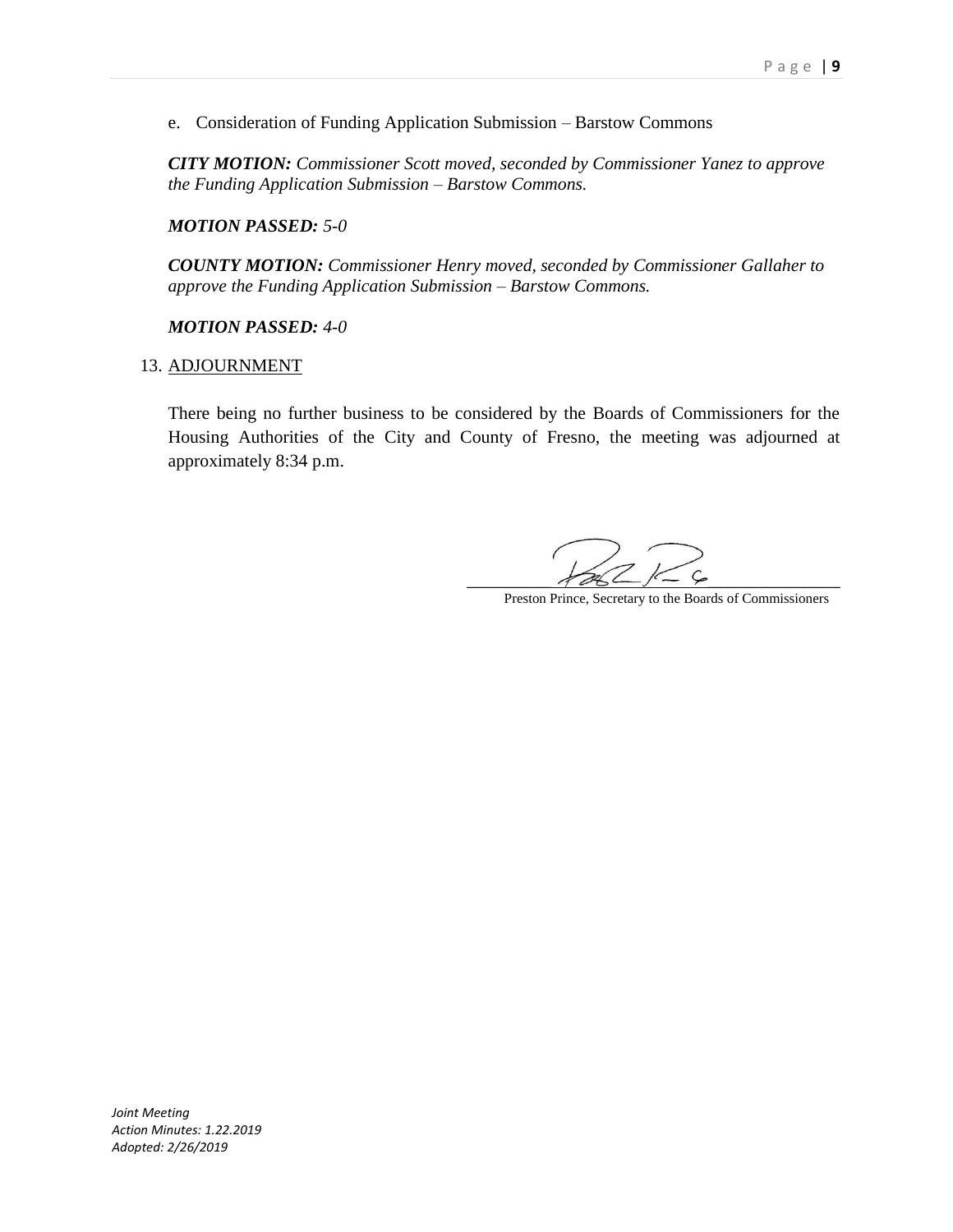e. Consideration of Funding Application Submission – Barstow Commons

***CITY MOTION:*** *Commissioner Scott moved, seconded by Commissioner Yanez to approve the Funding Application Submission – Barstow Commons.*

***MOTION PASSED:*** *5-0*

***COUNTY MOTION:*** *Commissioner Henry moved, seconded by Commissioner Gallaher to approve the Funding Application Submission – Barstow Commons.*

***MOTION PASSED:*** *4-0*

13. ADJOURNMENT

There being no further business to be considered by the Boards of Commissioners for the Housing Authorities of the City and County of Fresno, the meeting was adjourned at approximately 8:34 p.m.

Preston Prince, Secretary to the Boards of Commissioners

*Joint Meeting*
*Action Minutes: 1.22.2019*
*Adopted: 2/26/2019*